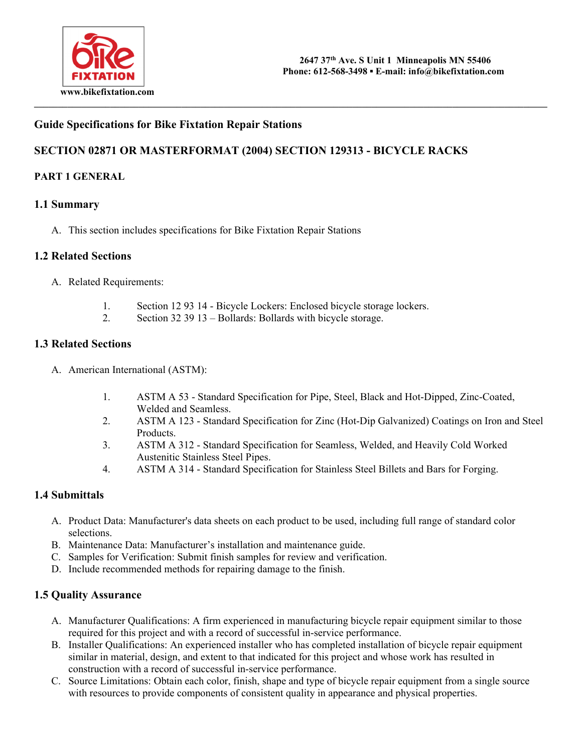www.bikefixtation.com

2647 37th Ave. S Unit 1 Minneapolis MN 55406
Phone: 612-568-3498 ▪ E-mail: info@bikefixtation.com

---

## Guide Specifications for Bike Fixtation Repair Stations

## SECTION 02871 OR MASTERFORMAT (2004) SECTION 129313 - BICYCLE RACKS

### PART 1 GENERAL

### 1.1 Summary

A. This section includes specifications for Bike Fixtation Repair Stations

### 1.2 Related Sections

A. Related Requirements:

1. Section 12 93 14 - Bicycle Lockers: Enclosed bicycle storage lockers.
2. Section 32 39 13 – Bollards: Bollards with bicycle storage.

### 1.3 Related Sections

A. American International (ASTM):

1. ASTM A 53 - Standard Specification for Pipe, Steel, Black and Hot-Dipped, Zinc-Coated, Welded and Seamless.
2. ASTM A 123 - Standard Specification for Zinc (Hot-Dip Galvanized) Coatings on Iron and Steel Products.
3. ASTM A 312 - Standard Specification for Seamless, Welded, and Heavily Cold Worked Austenitic Stainless Steel Pipes.
4. ASTM A 314 - Standard Specification for Stainless Steel Billets and Bars for Forging.

### 1.4 Submittals

A. Product Data: Manufacturer's data sheets on each product to be used, including full range of standard color selections.
B. Maintenance Data: Manufacturer's installation and maintenance guide.
C. Samples for Verification: Submit finish samples for review and verification.
D. Include recommended methods for repairing damage to the finish.

### 1.5 Quality Assurance

A. Manufacturer Qualifications: A firm experienced in manufacturing bicycle repair equipment similar to those required for this project and with a record of successful in-service performance.
B. Installer Qualifications: An experienced installer who has completed installation of bicycle repair equipment similar in material, design, and extent to that indicated for this project and whose work has resulted in construction with a record of successful in-service performance.
C. Source Limitations: Obtain each color, finish, shape and type of bicycle repair equipment from a single source with resources to provide components of consistent quality in appearance and physical properties.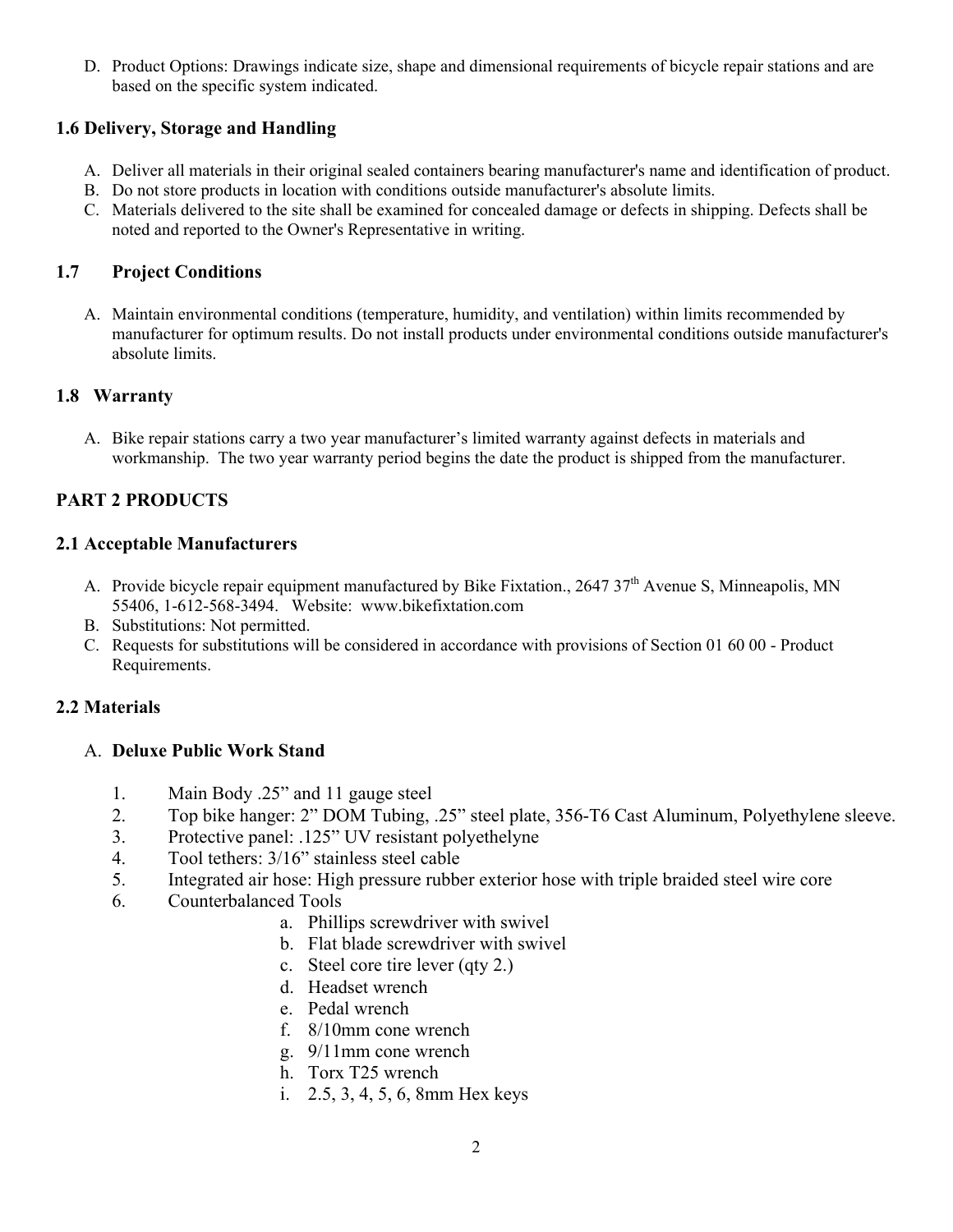D. Product Options: Drawings indicate size, shape and dimensional requirements of bicycle repair stations and are based on the specific system indicated.

### 1.6 Delivery, Storage and Handling

A. Deliver all materials in their original sealed containers bearing manufacturer's name and identification of product.
B. Do not store products in location with conditions outside manufacturer's absolute limits.
C. Materials delivered to the site shall be examined for concealed damage or defects in shipping. Defects shall be noted and reported to the Owner's Representative in writing.

### 1.7 Project Conditions

A. Maintain environmental conditions (temperature, humidity, and ventilation) within limits recommended by manufacturer for optimum results. Do not install products under environmental conditions outside manufacturer's absolute limits.

### 1.8 Warranty

A. Bike repair stations carry a two year manufacturer's limited warranty against defects in materials and workmanship. The two year warranty period begins the date the product is shipped from the manufacturer.

## PART 2 PRODUCTS

### 2.1 Acceptable Manufacturers

A. Provide bicycle repair equipment manufactured by Bike Fixtation., 2647 37th Avenue S, Minneapolis, MN 55406, 1-612-568-3494. Website: www.bikefixtation.com
B. Substitutions: Not permitted.
C. Requests for substitutions will be considered in accordance with provisions of Section 01 60 00 - Product Requirements.

### 2.2 Materials

A. **Deluxe Public Work Stand**

1. Main Body .25" and 11 gauge steel
2. Top bike hanger: 2" DOM Tubing, .25" steel plate, 356-T6 Cast Aluminum, Polyethylene sleeve.
3. Protective panel: .125" UV resistant polyethelyne
4. Tool tethers: 3/16" stainless steel cable
5. Integrated air hose: High pressure rubber exterior hose with triple braided steel wire core
6. Counterbalanced Tools
   a. Phillips screwdriver with swivel
   b. Flat blade screwdriver with swivel
   c. Steel core tire lever (qty 2.)
   d. Headset wrench
   e. Pedal wrench
   f. 8/10mm cone wrench
   g. 9/11mm cone wrench
   h. Torx T25 wrench
   i. 2.5, 3, 4, 5, 6, 8mm Hex keys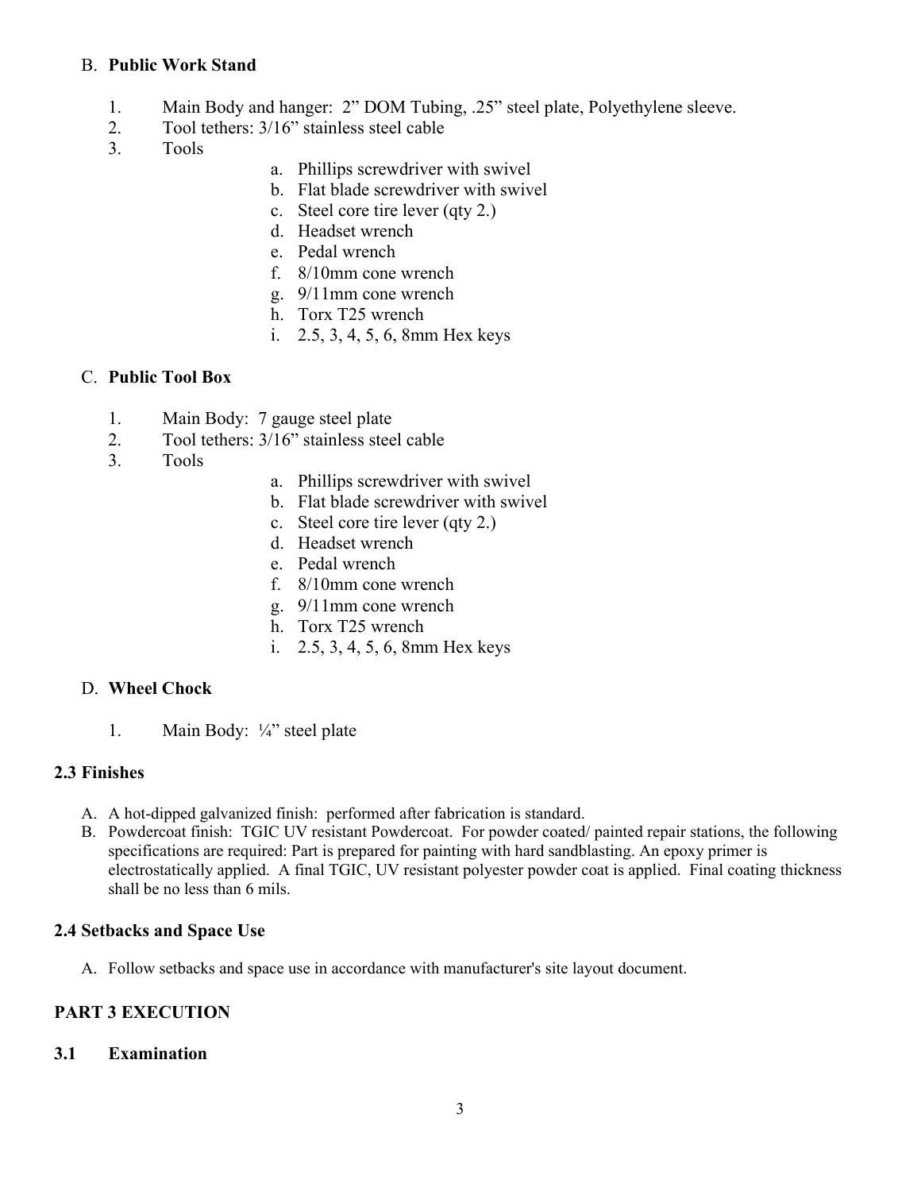B. **Public Work Stand**

1. Main Body and hanger: 2” DOM Tubing, .25” steel plate, Polyethylene sleeve.
2. Tool tethers: 3/16” stainless steel cable
3. Tools
    a. Phillips screwdriver with swivel
    b. Flat blade screwdriver with swivel
    c. Steel core tire lever (qty 2.)
    d. Headset wrench
    e. Pedal wrench
    f. 8/10mm cone wrench
    g. 9/11mm cone wrench
    h. Torx T25 wrench
    i. 2.5, 3, 4, 5, 6, 8mm Hex keys

C. **Public Tool Box**

1. Main Body: 7 gauge steel plate
2. Tool tethers: 3/16” stainless steel cable
3. Tools
    a. Phillips screwdriver with swivel
    b. Flat blade screwdriver with swivel
    c. Steel core tire lever (qty 2.)
    d. Headset wrench
    e. Pedal wrench
    f. 8/10mm cone wrench
    g. 9/11mm cone wrench
    h. Torx T25 wrench
    i. 2.5, 3, 4, 5, 6, 8mm Hex keys

D. **Wheel Chock**

1. Main Body: ¼” steel plate

### 2.3 Finishes

A. A hot-dipped galvanized finish: performed after fabrication is standard.
B. Powdercoat finish: TGIC UV resistant Powdercoat. For powder coated/ painted repair stations, the following specifications are required: Part is prepared for painting with hard sandblasting. An epoxy primer is electrostatically applied. A final TGIC, UV resistant polyester powder coat is applied. Final coating thickness shall be no less than 6 mils.

### 2.4 Setbacks and Space Use

A. Follow setbacks and space use in accordance with manufacturer's site layout document.

## PART 3 EXECUTION

### 3.1 Examination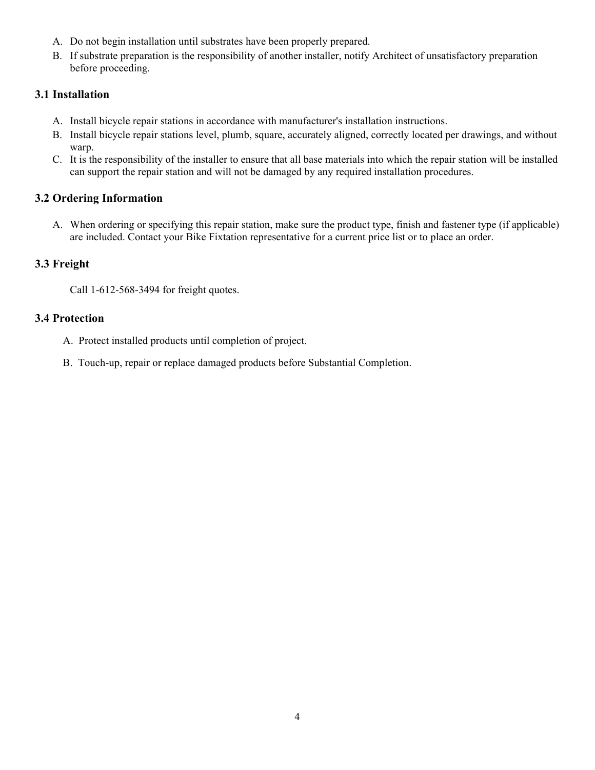A. Do not begin installation until substrates have been properly prepared.
B. If substrate preparation is the responsibility of another installer, notify Architect of unsatisfactory preparation before proceeding.

### 3.1 Installation

A. Install bicycle repair stations in accordance with manufacturer's installation instructions.
B. Install bicycle repair stations level, plumb, square, accurately aligned, correctly located per drawings, and without warp.
C. It is the responsibility of the installer to ensure that all base materials into which the repair station will be installed can support the repair station and will not be damaged by any required installation procedures.

### 3.2 Ordering Information

A. When ordering or specifying this repair station, make sure the product type, finish and fastener type (if applicable) are included. Contact your Bike Fixtation representative for a current price list or to place an order.

### 3.3 Freight

Call 1-612-568-3494 for freight quotes.

### 3.4 Protection

A. Protect installed products until completion of project.

B. Touch-up, repair or replace damaged products before Substantial Completion.